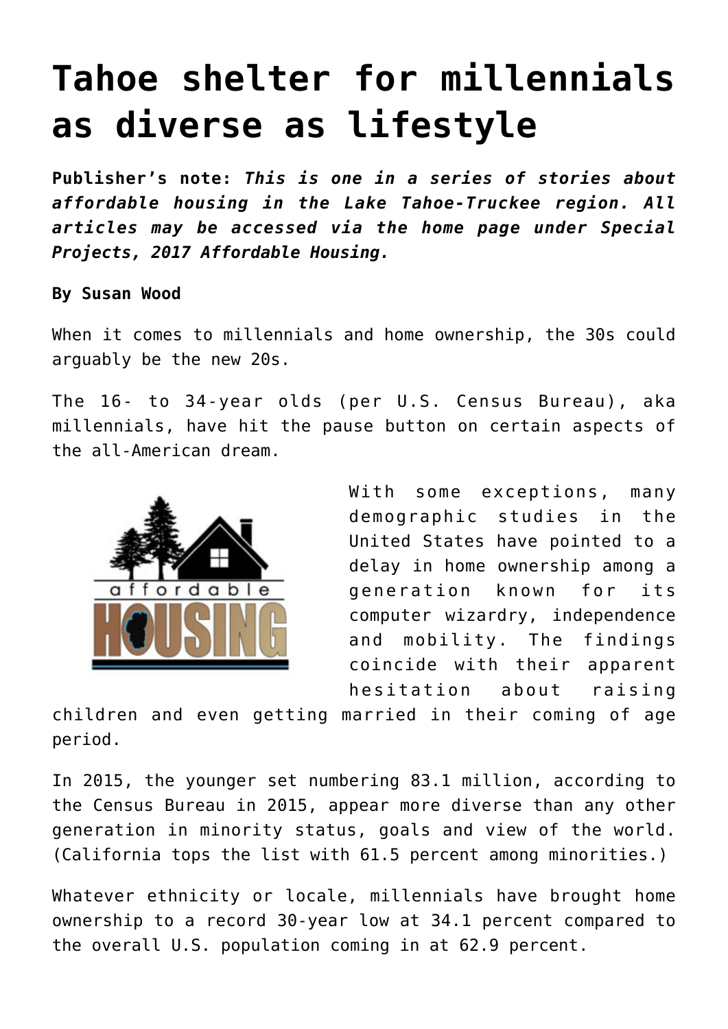# Tahoe shelter for millennials as diverse as lifestyle

**Publisher's note:** ***This is one in a series of stories about affordable housing in the Lake Tahoe-Truckee region. All articles may be accessed via the home page under Special Projects, 2017 Affordable Housing.***

**By Susan Wood**

When it comes to millennials and home ownership, the 30s could arguably be the new 20s.

The 16- to 34-year olds (per U.S. Census Bureau), aka millennials, have hit the pause button on certain aspects of the all-American dream.

With some exceptions, many demographic studies in the United States have pointed to a delay in home ownership among a generation known for its computer wizardry, independence and mobility. The findings coincide with their apparent hesitation about raising children and even getting married in their coming of age period.

In 2015, the younger set numbering 83.1 million, according to the Census Bureau in 2015, appear more diverse than any other generation in minority status, goals and view of the world. (California tops the list with 61.5 percent among minorities.)

Whatever ethnicity or locale, millennials have brought home ownership to a record 30-year low at 34.1 percent compared to the overall U.S. population coming in at 62.9 percent.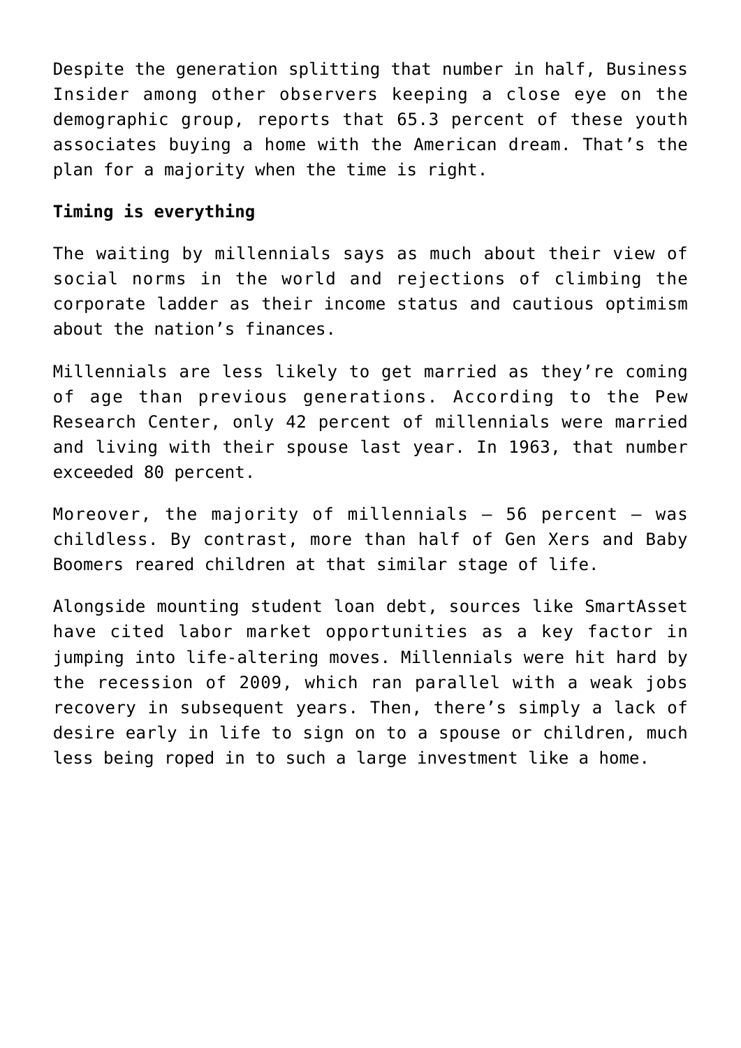Despite the generation splitting that number in half, Business Insider among other observers keeping a close eye on the demographic group, reports that 65.3 percent of these youth associates buying a home with the American dream. That's the plan for a majority when the time is right.

**Timing is everything**

The waiting by millennials says as much about their view of social norms in the world and rejections of climbing the corporate ladder as their income status and cautious optimism about the nation's finances.

Millennials are less likely to get married as they're coming of age than previous generations. According to the Pew Research Center, only 42 percent of millennials were married and living with their spouse last year. In 1963, that number exceeded 80 percent.

Moreover, the majority of millennials – 56 percent – was childless. By contrast, more than half of Gen Xers and Baby Boomers reared children at that similar stage of life.

Alongside mounting student loan debt, sources like SmartAsset have cited labor market opportunities as a key factor in jumping into life-altering moves. Millennials were hit hard by the recession of 2009, which ran parallel with a weak jobs recovery in subsequent years. Then, there's simply a lack of desire early in life to sign on to a spouse or children, much less being roped in to such a large investment like a home.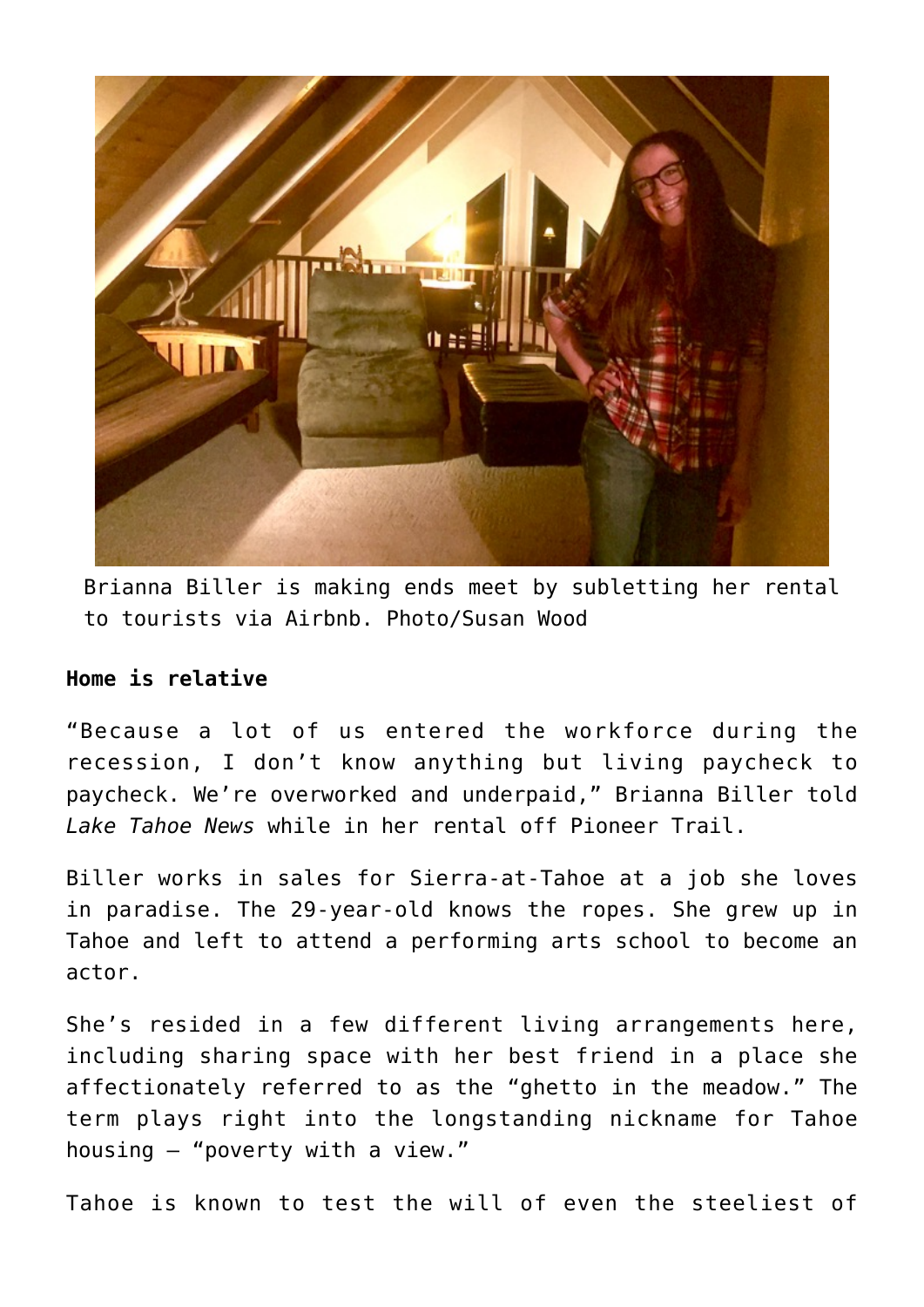Brianna Biller is making ends meet by subletting her rental to tourists via Airbnb. Photo/Susan Wood

**Home is relative**

"Because a lot of us entered the workforce during the recession, I don't know anything but living paycheck to paycheck. We're overworked and underpaid," Brianna Biller told *Lake Tahoe News* while in her rental off Pioneer Trail.

Biller works in sales for Sierra-at-Tahoe at a job she loves in paradise. The 29-year-old knows the ropes. She grew up in Tahoe and left to attend a performing arts school to become an actor.

She's resided in a few different living arrangements here, including sharing space with her best friend in a place she affectionately referred to as the "ghetto in the meadow." The term plays right into the longstanding nickname for Tahoe housing – "poverty with a view."

Tahoe is known to test the will of even the steeliest of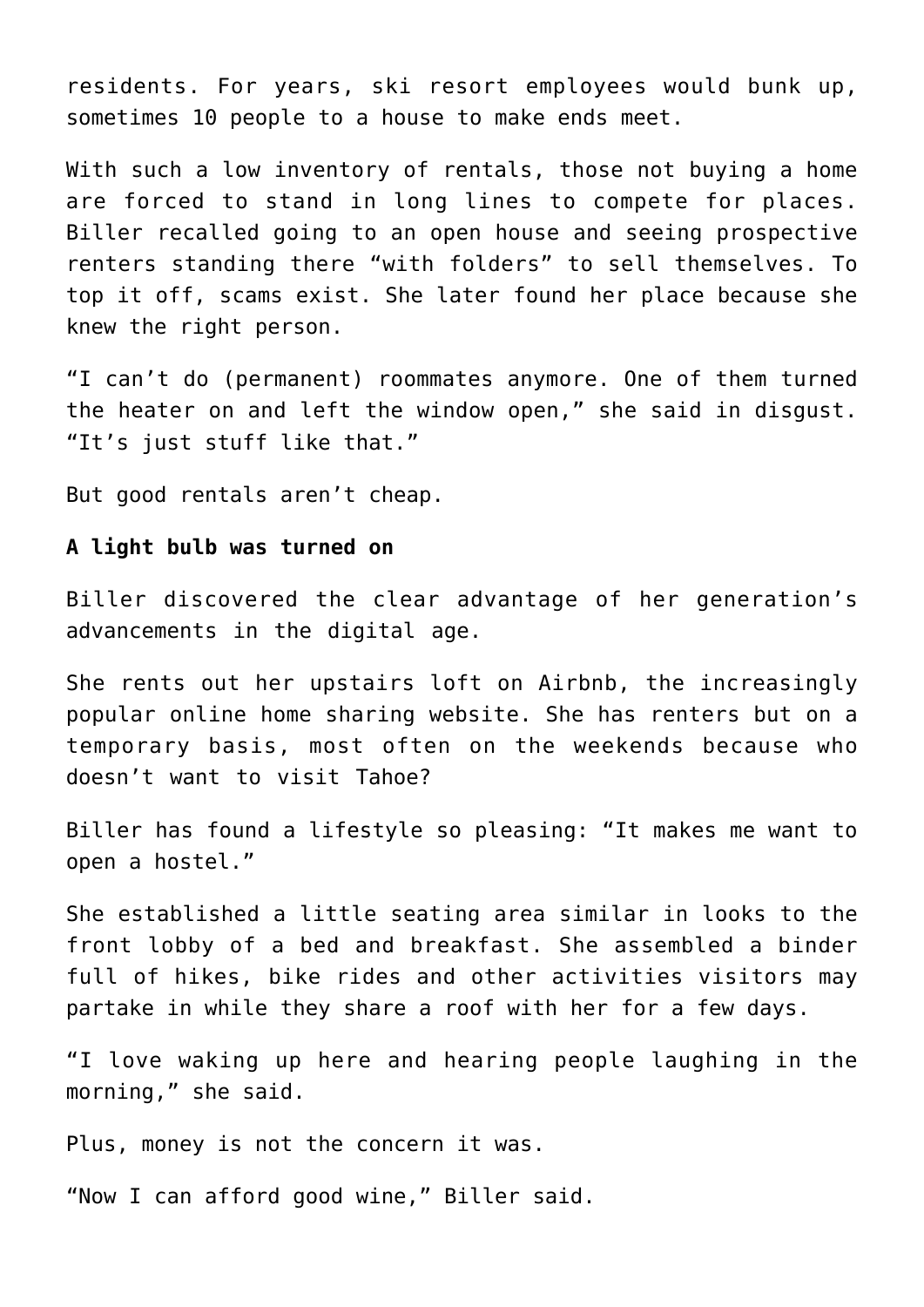residents. For years, ski resort employees would bunk up, sometimes 10 people to a house to make ends meet.

With such a low inventory of rentals, those not buying a home are forced to stand in long lines to compete for places. Biller recalled going to an open house and seeing prospective renters standing there "with folders" to sell themselves. To top it off, scams exist. She later found her place because she knew the right person.

"I can't do (permanent) roommates anymore. One of them turned the heater on and left the window open," she said in disgust. "It's just stuff like that."

But good rentals aren't cheap.

**A light bulb was turned on**

Biller discovered the clear advantage of her generation's advancements in the digital age.

She rents out her upstairs loft on Airbnb, the increasingly popular online home sharing website. She has renters but on a temporary basis, most often on the weekends because who doesn't want to visit Tahoe?

Biller has found a lifestyle so pleasing: "It makes me want to open a hostel."

She established a little seating area similar in looks to the front lobby of a bed and breakfast. She assembled a binder full of hikes, bike rides and other activities visitors may partake in while they share a roof with her for a few days.

"I love waking up here and hearing people laughing in the morning," she said.

Plus, money is not the concern it was.

"Now I can afford good wine," Biller said.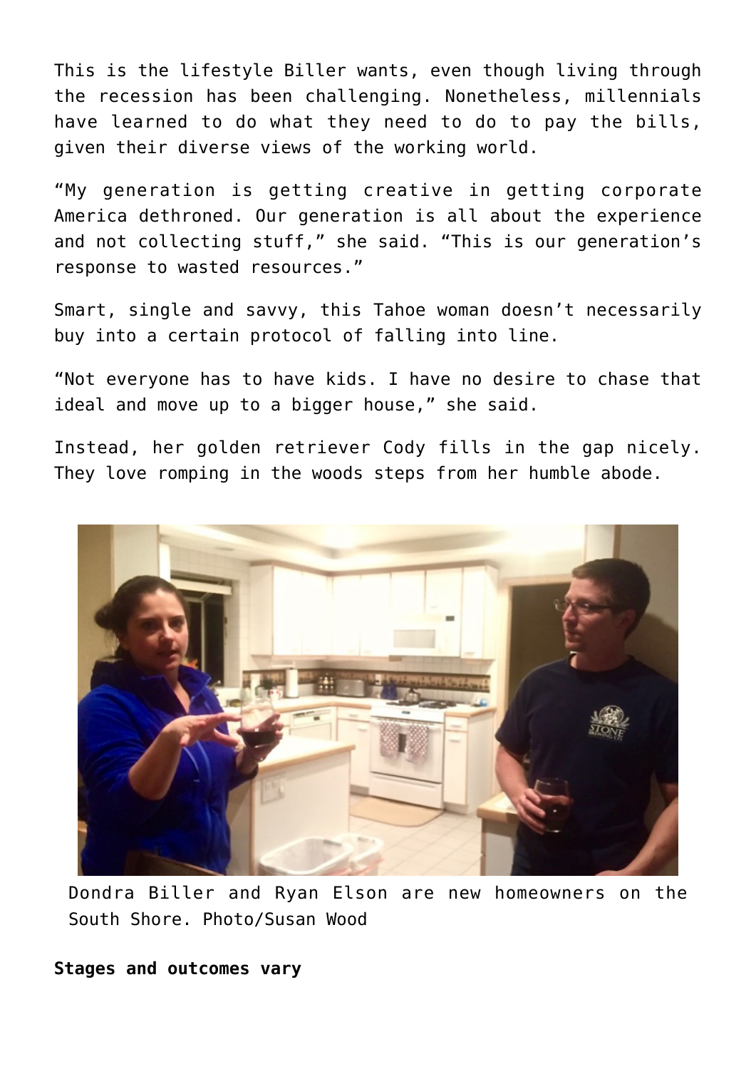This is the lifestyle Biller wants, even though living through the recession has been challenging. Nonetheless, millennials have learned to do what they need to do to pay the bills, given their diverse views of the working world.

“My generation is getting creative in getting corporate America dethroned. Our generation is all about the experience and not collecting stuff,” she said. “This is our generation’s response to wasted resources.”

Smart, single and savvy, this Tahoe woman doesn’t necessarily buy into a certain protocol of falling into line.

“Not everyone has to have kids. I have no desire to chase that ideal and move up to a bigger house,” she said.

Instead, her golden retriever Cody fills in the gap nicely. They love romping in the woods steps from her humble abode.

Dondra Biller and Ryan Elson are new homeowners on the South Shore. Photo/Susan Wood

**Stages and outcomes vary**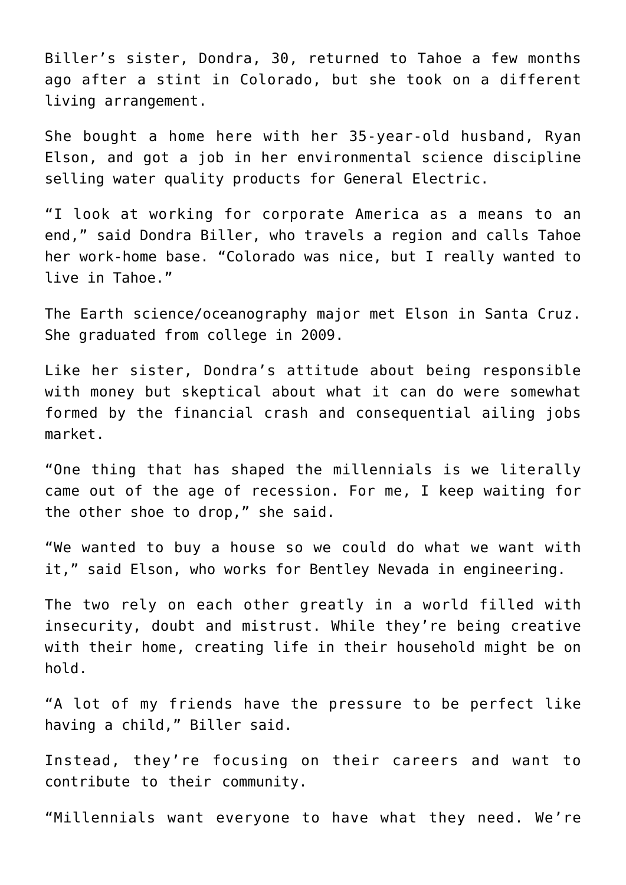Biller's sister, Dondra, 30, returned to Tahoe a few months ago after a stint in Colorado, but she took on a different living arrangement.

She bought a home here with her 35-year-old husband, Ryan Elson, and got a job in her environmental science discipline selling water quality products for General Electric.

"I look at working for corporate America as a means to an end," said Dondra Biller, who travels a region and calls Tahoe her work-home base. "Colorado was nice, but I really wanted to live in Tahoe."

The Earth science/oceanography major met Elson in Santa Cruz. She graduated from college in 2009.

Like her sister, Dondra's attitude about being responsible with money but skeptical about what it can do were somewhat formed by the financial crash and consequential ailing jobs market.

"One thing that has shaped the millennials is we literally came out of the age of recession. For me, I keep waiting for the other shoe to drop," she said.

"We wanted to buy a house so we could do what we want with it," said Elson, who works for Bentley Nevada in engineering.

The two rely on each other greatly in a world filled with insecurity, doubt and mistrust. While they're being creative with their home, creating life in their household might be on hold.

"A lot of my friends have the pressure to be perfect like having a child," Biller said.

Instead, they're focusing on their careers and want to contribute to their community.

"Millennials want everyone to have what they need. We're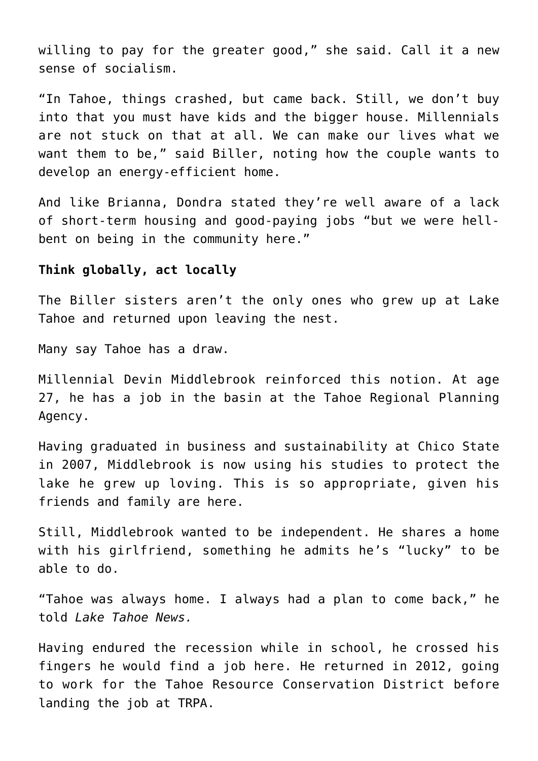willing to pay for the greater good," she said. Call it a new sense of socialism.

"In Tahoe, things crashed, but came back. Still, we don't buy into that you must have kids and the bigger house. Millennials are not stuck on that at all. We can make our lives what we want them to be," said Biller, noting how the couple wants to develop an energy-efficient home.

And like Brianna, Dondra stated they're well aware of a lack of short-term housing and good-paying jobs "but we were hell-bent on being in the community here."

**Think globally, act locally**

The Biller sisters aren't the only ones who grew up at Lake Tahoe and returned upon leaving the nest.

Many say Tahoe has a draw.

Millennial Devin Middlebrook reinforced this notion. At age 27, he has a job in the basin at the Tahoe Regional Planning Agency.

Having graduated in business and sustainability at Chico State in 2007, Middlebrook is now using his studies to protect the lake he grew up loving. This is so appropriate, given his friends and family are here.

Still, Middlebrook wanted to be independent. He shares a home with his girlfriend, something he admits he's "lucky" to be able to do.

"Tahoe was always home. I always had a plan to come back," he told *Lake Tahoe News.*

Having endured the recession while in school, he crossed his fingers he would find a job here. He returned in 2012, going to work for the Tahoe Resource Conservation District before landing the job at TRPA.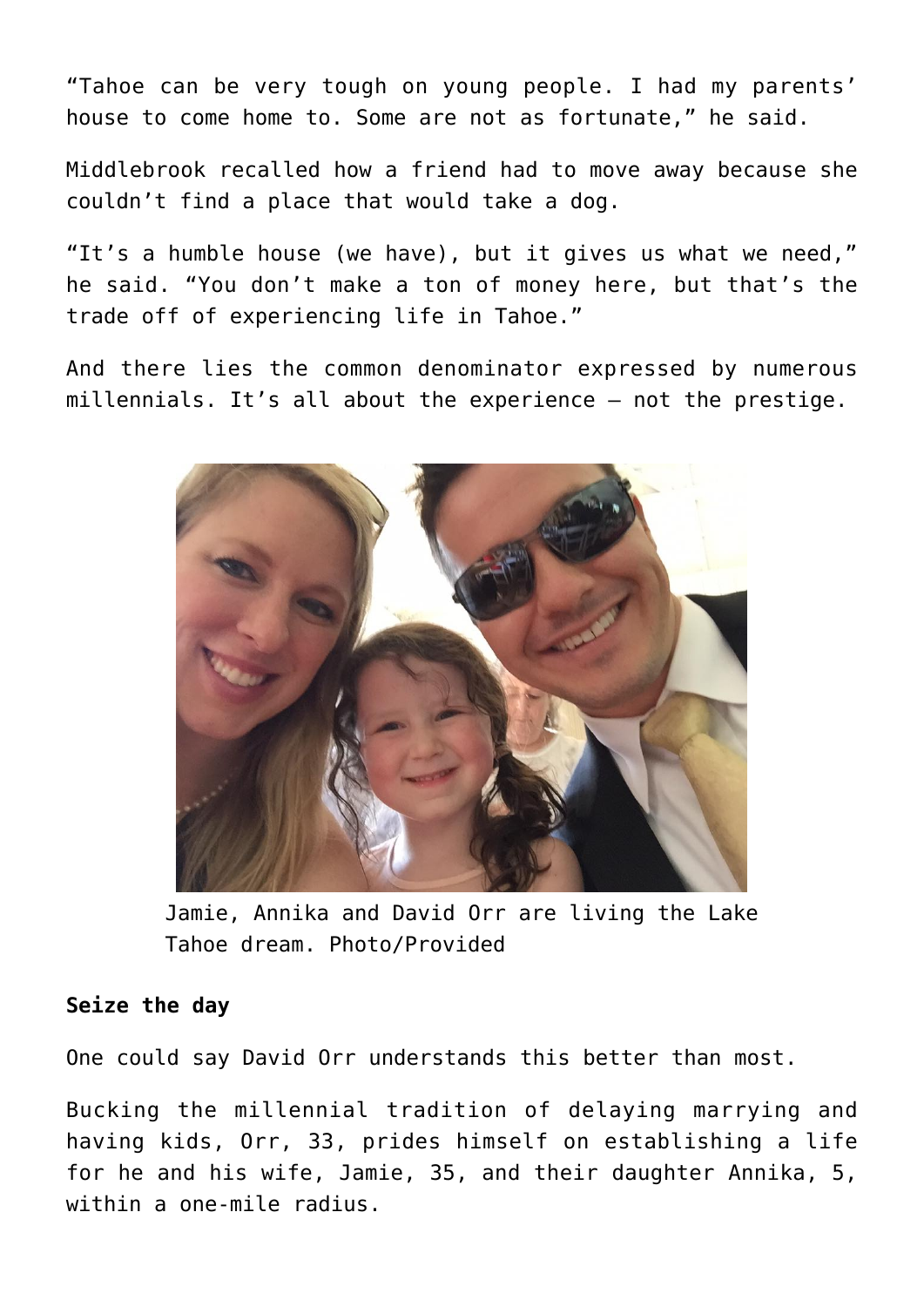"Tahoe can be very tough on young people. I had my parents' house to come home to. Some are not as fortunate," he said.

Middlebrook recalled how a friend had to move away because she couldn't find a place that would take a dog.

"It's a humble house (we have), but it gives us what we need," he said. "You don't make a ton of money here, but that's the trade off of experiencing life in Tahoe."

And there lies the common denominator expressed by numerous millennials. It's all about the experience – not the prestige.

Jamie, Annika and David Orr are living the Lake Tahoe dream. Photo/Provided

**Seize the day**

One could say David Orr understands this better than most.

Bucking the millennial tradition of delaying marrying and having kids, Orr, 33, prides himself on establishing a life for he and his wife, Jamie, 35, and their daughter Annika, 5, within a one-mile radius.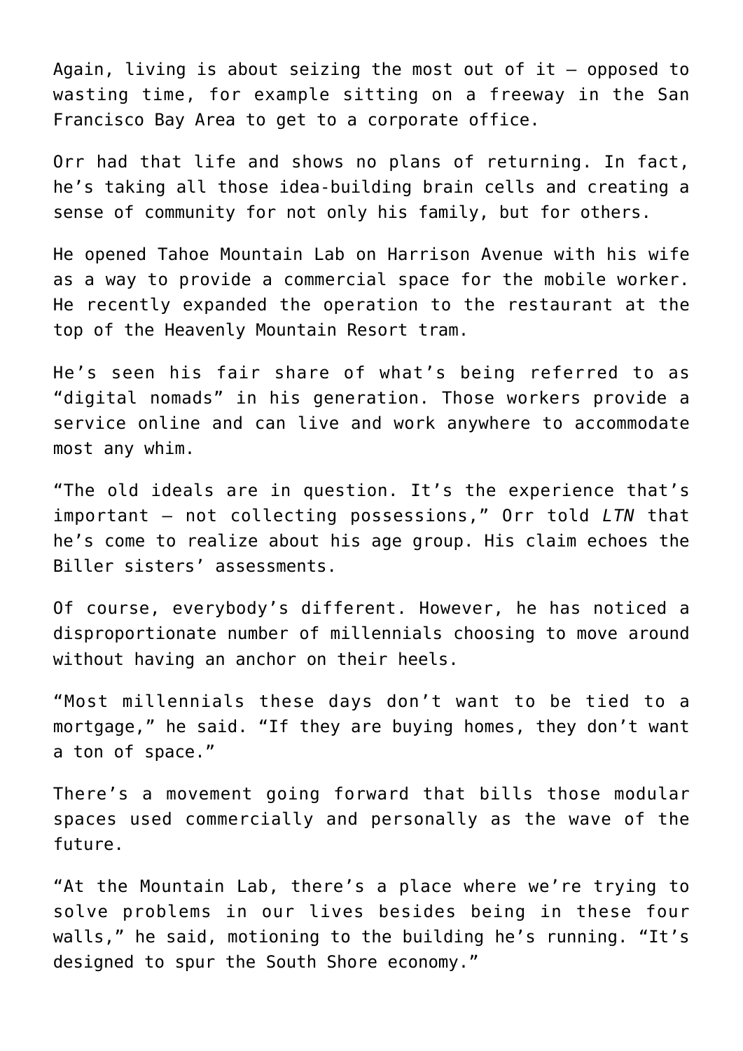Again, living is about seizing the most out of it – opposed to wasting time, for example sitting on a freeway in the San Francisco Bay Area to get to a corporate office.

Orr had that life and shows no plans of returning. In fact, he's taking all those idea-building brain cells and creating a sense of community for not only his family, but for others.

He opened Tahoe Mountain Lab on Harrison Avenue with his wife as a way to provide a commercial space for the mobile worker. He recently expanded the operation to the restaurant at the top of the Heavenly Mountain Resort tram.

He's seen his fair share of what's being referred to as "digital nomads" in his generation. Those workers provide a service online and can live and work anywhere to accommodate most any whim.

"The old ideals are in question. It's the experience that's important – not collecting possessions," Orr told *LTN* that he's come to realize about his age group. His claim echoes the Biller sisters' assessments.

Of course, everybody's different. However, he has noticed a disproportionate number of millennials choosing to move around without having an anchor on their heels.

"Most millennials these days don't want to be tied to a mortgage," he said. "If they are buying homes, they don't want a ton of space."

There's a movement going forward that bills those modular spaces used commercially and personally as the wave of the future.

"At the Mountain Lab, there's a place where we're trying to solve problems in our lives besides being in these four walls," he said, motioning to the building he's running. "It's designed to spur the South Shore economy."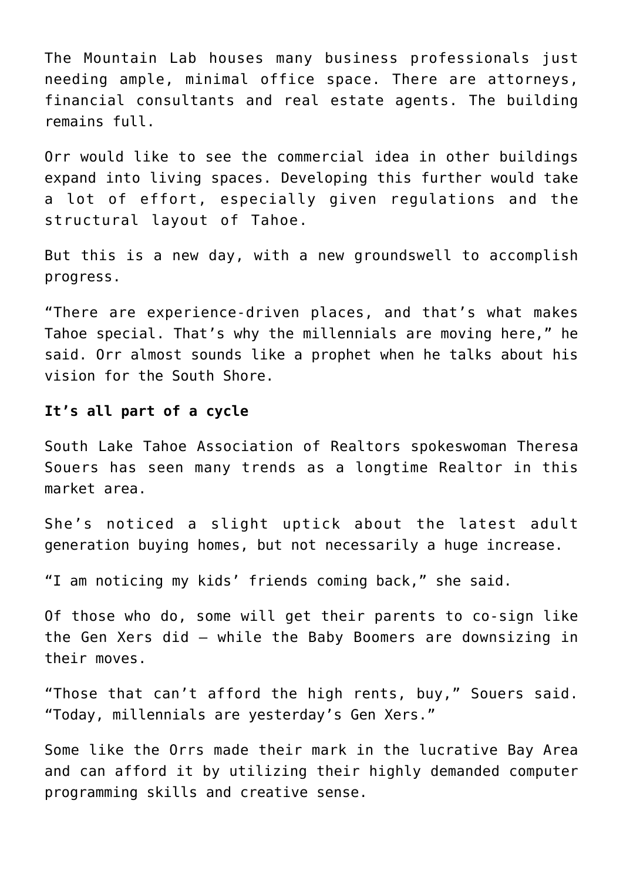The Mountain Lab houses many business professionals just needing ample, minimal office space. There are attorneys, financial consultants and real estate agents. The building remains full.

Orr would like to see the commercial idea in other buildings expand into living spaces. Developing this further would take a lot of effort, especially given regulations and the structural layout of Tahoe.

But this is a new day, with a new groundswell to accomplish progress.

“There are experience-driven places, and that’s what makes Tahoe special. That’s why the millennials are moving here,” he said. Orr almost sounds like a prophet when he talks about his vision for the South Shore.

**It’s all part of a cycle**

South Lake Tahoe Association of Realtors spokeswoman Theresa Souers has seen many trends as a longtime Realtor in this market area.

She’s noticed a slight uptick about the latest adult generation buying homes, but not necessarily a huge increase.

“I am noticing my kids’ friends coming back,” she said.

Of those who do, some will get their parents to co-sign like the Gen Xers did – while the Baby Boomers are downsizing in their moves.

“Those that can’t afford the high rents, buy,” Souers said. “Today, millennials are yesterday’s Gen Xers.”

Some like the Orrs made their mark in the lucrative Bay Area and can afford it by utilizing their highly demanded computer programming skills and creative sense.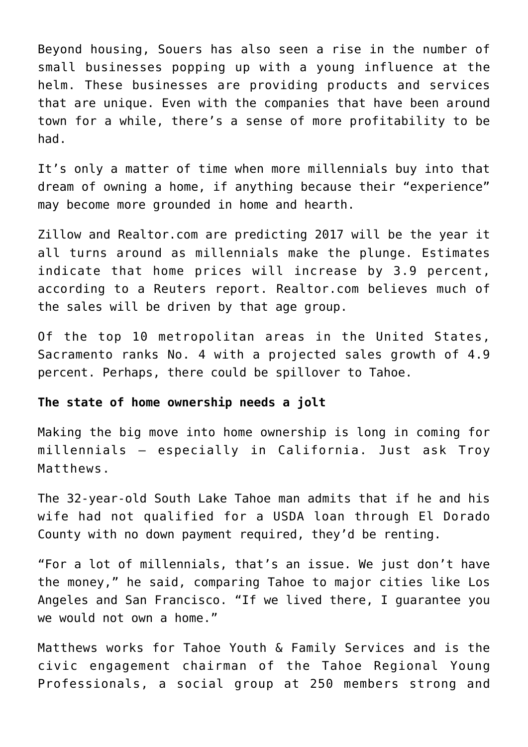Beyond housing, Souers has also seen a rise in the number of small businesses popping up with a young influence at the helm. These businesses are providing products and services that are unique. Even with the companies that have been around town for a while, there's a sense of more profitability to be had.

It's only a matter of time when more millennials buy into that dream of owning a home, if anything because their "experience" may become more grounded in home and hearth.

Zillow and Realtor.com are predicting 2017 will be the year it all turns around as millennials make the plunge. Estimates indicate that home prices will increase by 3.9 percent, according to a Reuters report. Realtor.com believes much of the sales will be driven by that age group.

Of the top 10 metropolitan areas in the United States, Sacramento ranks No. 4 with a projected sales growth of 4.9 percent. Perhaps, there could be spillover to Tahoe.

**The state of home ownership needs a jolt**

Making the big move into home ownership is long in coming for millennials – especially in California. Just ask Troy Matthews.

The 32-year-old South Lake Tahoe man admits that if he and his wife had not qualified for a USDA loan through El Dorado County with no down payment required, they'd be renting.

"For a lot of millennials, that's an issue. We just don't have the money," he said, comparing Tahoe to major cities like Los Angeles and San Francisco. "If we lived there, I guarantee you we would not own a home."

Matthews works for Tahoe Youth & Family Services and is the civic engagement chairman of the Tahoe Regional Young Professionals, a social group at 250 members strong and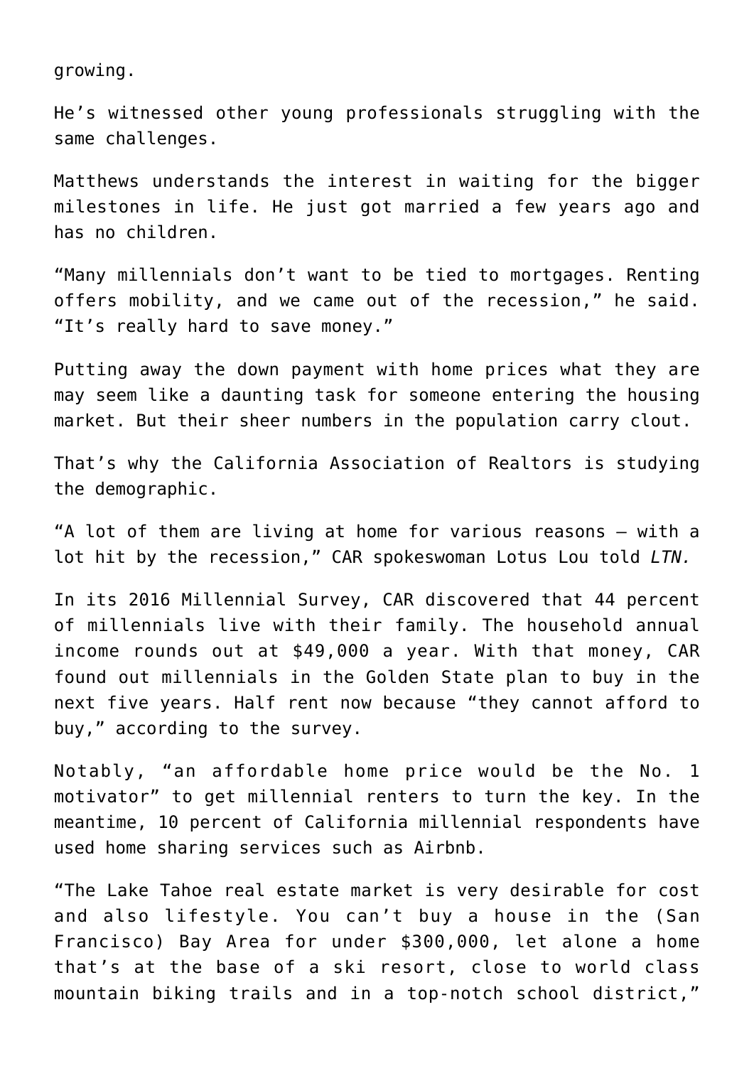growing.

He’s witnessed other young professionals struggling with the same challenges.

Matthews understands the interest in waiting for the bigger milestones in life. He just got married a few years ago and has no children.

“Many millennials don’t want to be tied to mortgages. Renting offers mobility, and we came out of the recession,” he said. “It’s really hard to save money.”

Putting away the down payment with home prices what they are may seem like a daunting task for someone entering the housing market. But their sheer numbers in the population carry clout.

That’s why the California Association of Realtors is studying the demographic.

“A lot of them are living at home for various reasons – with a lot hit by the recession,” CAR spokeswoman Lotus Lou told *LTN.*

In its 2016 Millennial Survey, CAR discovered that 44 percent of millennials live with their family. The household annual income rounds out at $49,000 a year. With that money, CAR found out millennials in the Golden State plan to buy in the next five years. Half rent now because “they cannot afford to buy,” according to the survey.

Notably, “an affordable home price would be the No. 1 motivator” to get millennial renters to turn the key. In the meantime, 10 percent of California millennial respondents have used home sharing services such as Airbnb.

“The Lake Tahoe real estate market is very desirable for cost and also lifestyle. You can’t buy a house in the (San Francisco) Bay Area for under $300,000, let alone a home that’s at the base of a ski resort, close to world class mountain biking trails and in a top-notch school district,”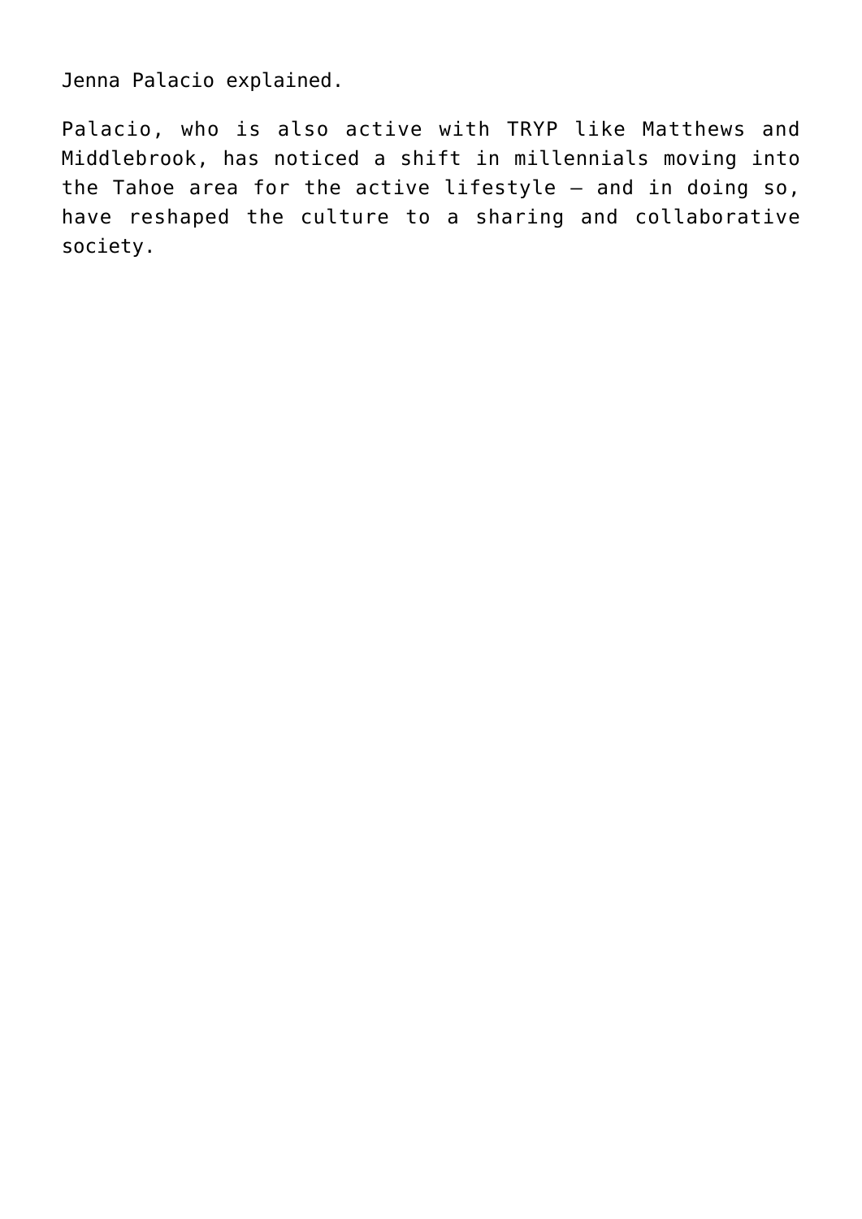Jenna Palacio explained.

Palacio, who is also active with TRYP like Matthews and Middlebrook, has noticed a shift in millennials moving into the Tahoe area for the active lifestyle – and in doing so, have reshaped the culture to a sharing and collaborative society.